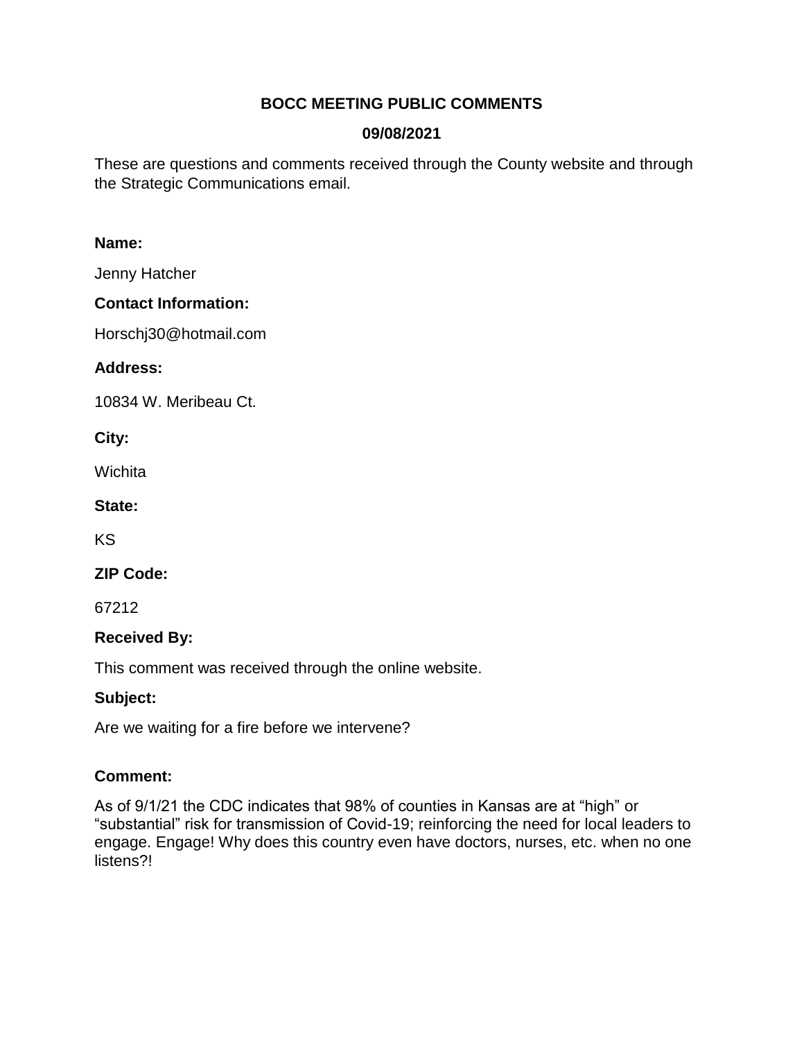**BOCC MEETING PUBLIC COMMENTS**

**09/08/2021**

These are questions and comments received through the County website and through the Strategic Communications email.

**Name:**

Jenny Hatcher

**Contact Information:**

Horschj30@hotmail.com

**Address:**

10834 W. Meribeau Ct.

**City:**

Wichita

**State:**

KS

**ZIP Code:**

67212

**Received By:**

This comment was received through the online website.

**Subject:**

Are we waiting for a fire before we intervene?

**Comment:**

As of 9/1/21 the CDC indicates that 98% of counties in Kansas are at “high” or “substantial” risk for transmission of Covid-19; reinforcing the need for local leaders to engage. Engage! Why does this country even have doctors, nurses, etc. when no one listens?!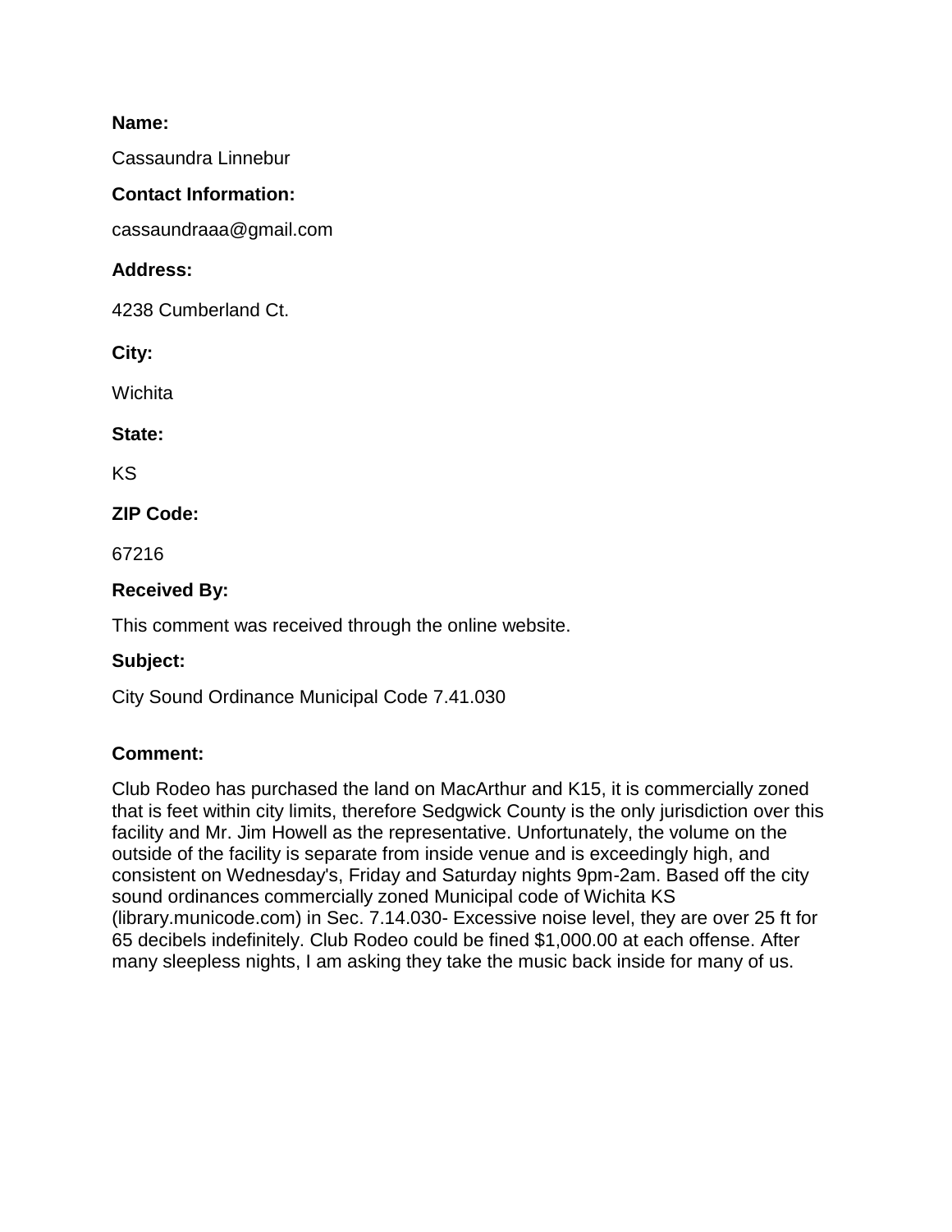**Name:**

Cassaundra Linnebur

**Contact Information:**

cassaundraaa@gmail.com

**Address:**

4238 Cumberland Ct.

**City:**

Wichita

**State:**

KS

**ZIP Code:**

67216

**Received By:**

This comment was received through the online website.

**Subject:**

City Sound Ordinance Municipal Code 7.41.030

**Comment:**

Club Rodeo has purchased the land on MacArthur and K15, it is commercially zoned that is feet within city limits, therefore Sedgwick County is the only jurisdiction over this facility and Mr. Jim Howell as the representative. Unfortunately, the volume on the outside of the facility is separate from inside venue and is exceedingly high, and consistent on Wednesday's, Friday and Saturday nights 9pm-2am. Based off the city sound ordinances commercially zoned Municipal code of Wichita KS (library.municode.com) in Sec. 7.14.030- Excessive noise level, they are over 25 ft for 65 decibels indefinitely. Club Rodeo could be fined $1,000.00 at each offense. After many sleepless nights, I am asking they take the music back inside for many of us.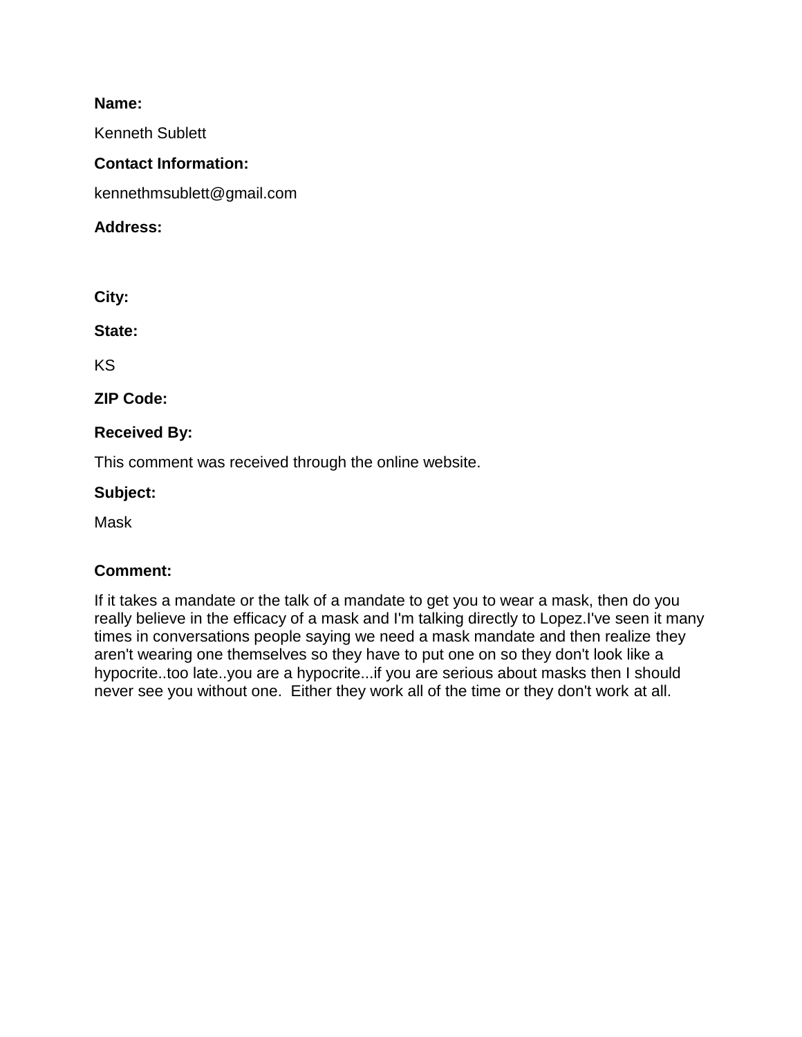**Name:**

Kenneth Sublett

**Contact Information:**

kennethmsublett@gmail.com

**Address:**

**City:**

**State:**

KS

**ZIP Code:**

**Received By:**

This comment was received through the online website.

**Subject:**

Mask

**Comment:**

If it takes a mandate or the talk of a mandate to get you to wear a mask, then do you really believe in the efficacy of a mask and I'm talking directly to Lopez.I've seen it many times in conversations people saying we need a mask mandate and then realize they aren't wearing one themselves so they have to put one on so they don't look like a hypocrite..too late..you are a hypocrite...if you are serious about masks then I should never see you without one.  Either they work all of the time or they don't work at all.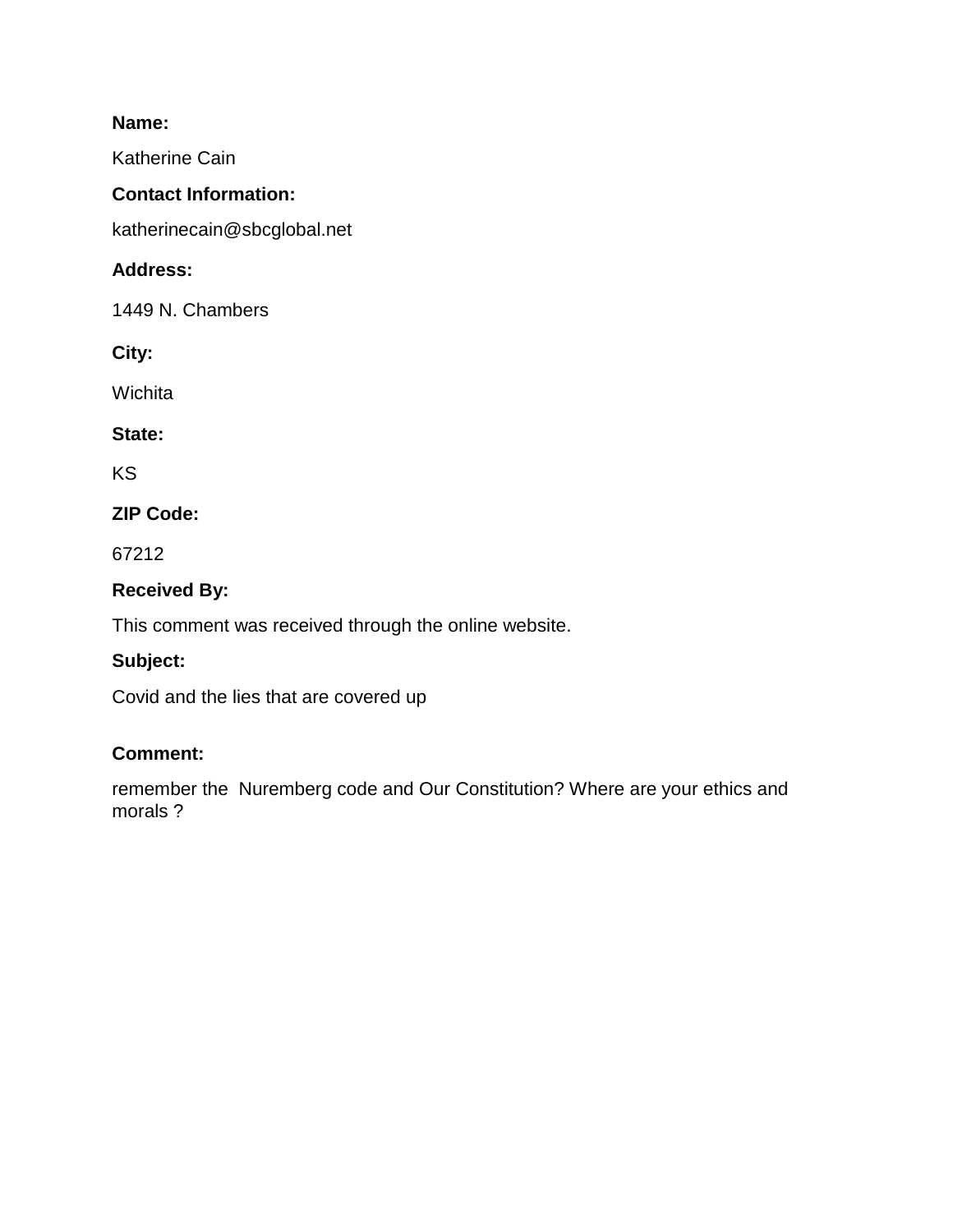**Name:**

Katherine Cain

**Contact Information:**

katherinecain@sbcglobal.net

**Address:**

1449 N. Chambers

**City:**

Wichita

**State:**

KS

**ZIP Code:**

67212

**Received By:**

This comment was received through the online website.

**Subject:**

Covid and the lies that are covered up

**Comment:**

remember the Nuremberg code and Our Constitution? Where are your ethics and morals ?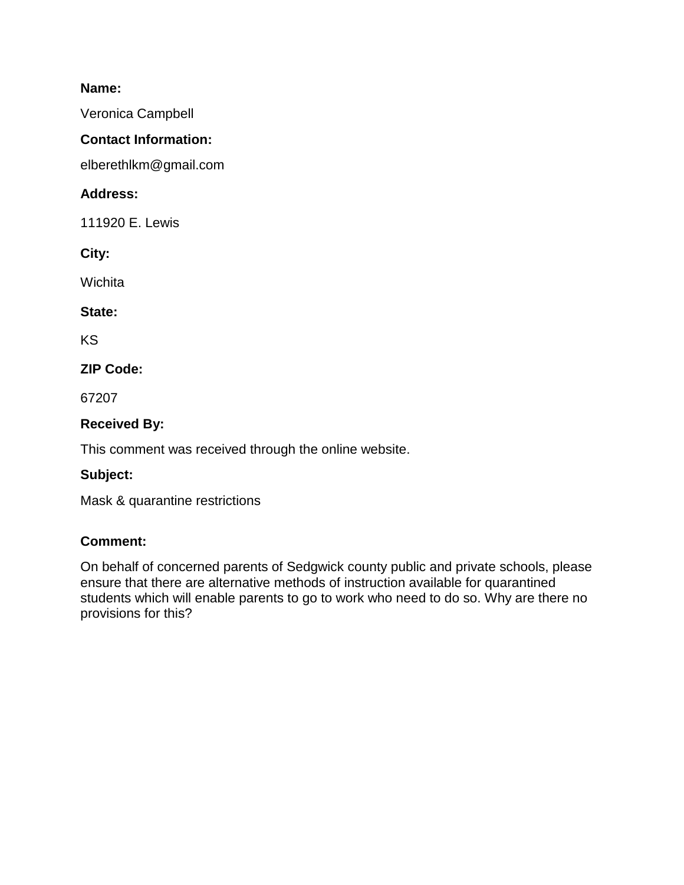**Name:**

Veronica Campbell

**Contact Information:**

elberethlkm@gmail.com

**Address:**

111920 E. Lewis

**City:**

Wichita

**State:**

KS

**ZIP Code:**

67207

**Received By:**

This comment was received through the online website.

**Subject:**

Mask & quarantine restrictions

**Comment:**

On behalf of concerned parents of Sedgwick county public and private schools, please ensure that there are alternative methods of instruction available for quarantined students which will enable parents to go to work who need to do so. Why are there no provisions for this?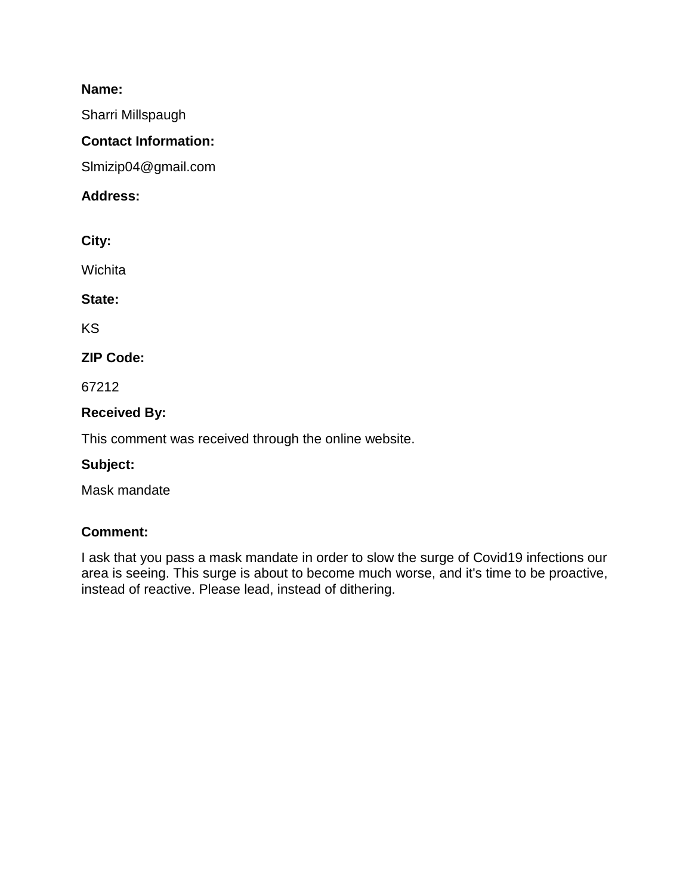**Name:**

Sharri Millspaugh

**Contact Information:**

Slmizip04@gmail.com

**Address:**

**City:**

Wichita

**State:**

KS

**ZIP Code:**

67212

**Received By:**

This comment was received through the online website.

**Subject:**

Mask mandate

**Comment:**

I ask that you pass a mask mandate in order to slow the surge of Covid19 infections our area is seeing. This surge is about to become much worse, and it's time to be proactive, instead of reactive. Please lead, instead of dithering.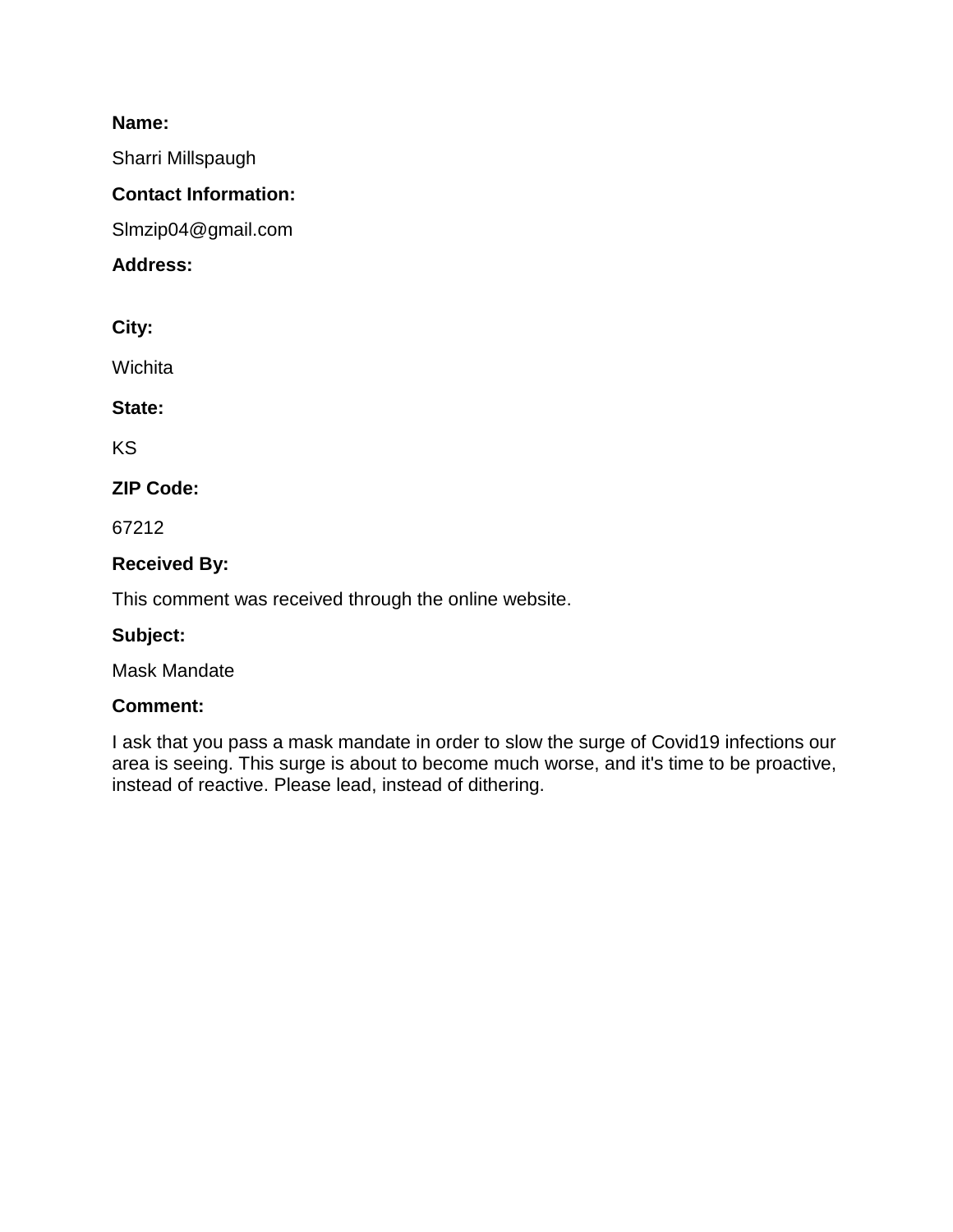**Name:**

Sharri Millspaugh

**Contact Information:**

Slmzip04@gmail.com

**Address:**

**City:**

Wichita

**State:**

KS

**ZIP Code:**

67212

**Received By:**

This comment was received through the online website.

**Subject:**

Mask Mandate

**Comment:**

I ask that you pass a mask mandate in order to slow the surge of Covid19 infections our area is seeing. This surge is about to become much worse, and it's time to be proactive, instead of reactive. Please lead, instead of dithering.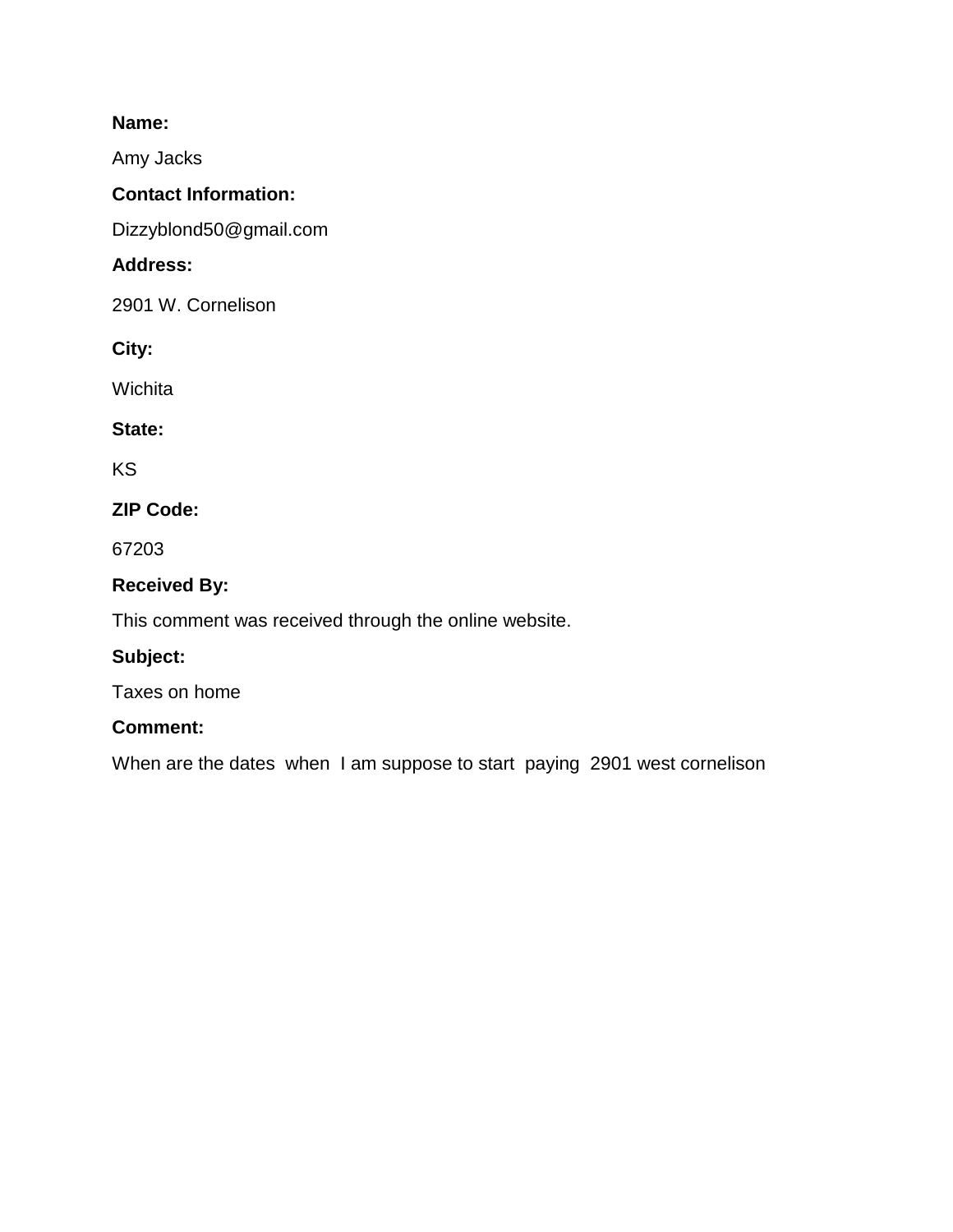**Name:**

Amy Jacks

**Contact Information:**

Dizzyblond50@gmail.com

**Address:**

2901 W. Cornelison

**City:**

Wichita

**State:**

KS

**ZIP Code:**

67203

**Received By:**

This comment was received through the online website.

**Subject:**

Taxes on home

**Comment:**

When are the dates when I am suppose to start paying 2901 west cornelison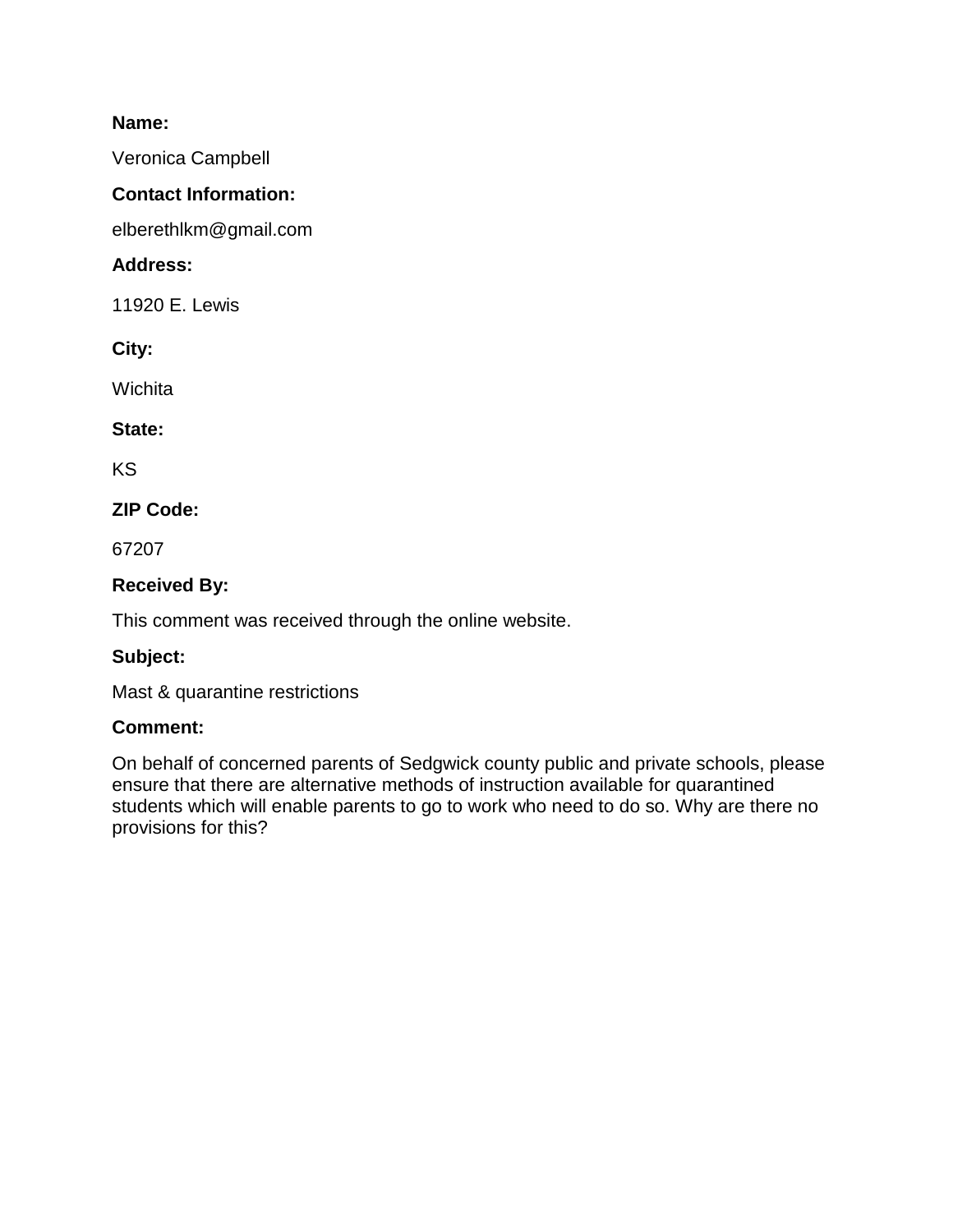**Name:**

Veronica Campbell

**Contact Information:**

elberethlkm@gmail.com

**Address:**

11920 E. Lewis

**City:**

Wichita

**State:**

KS

**ZIP Code:**

67207

**Received By:**

This comment was received through the online website.

**Subject:**

Mast & quarantine restrictions

**Comment:**

On behalf of concerned parents of Sedgwick county public and private schools, please ensure that there are alternative methods of instruction available for quarantined students which will enable parents to go to work who need to do so. Why are there no provisions for this?